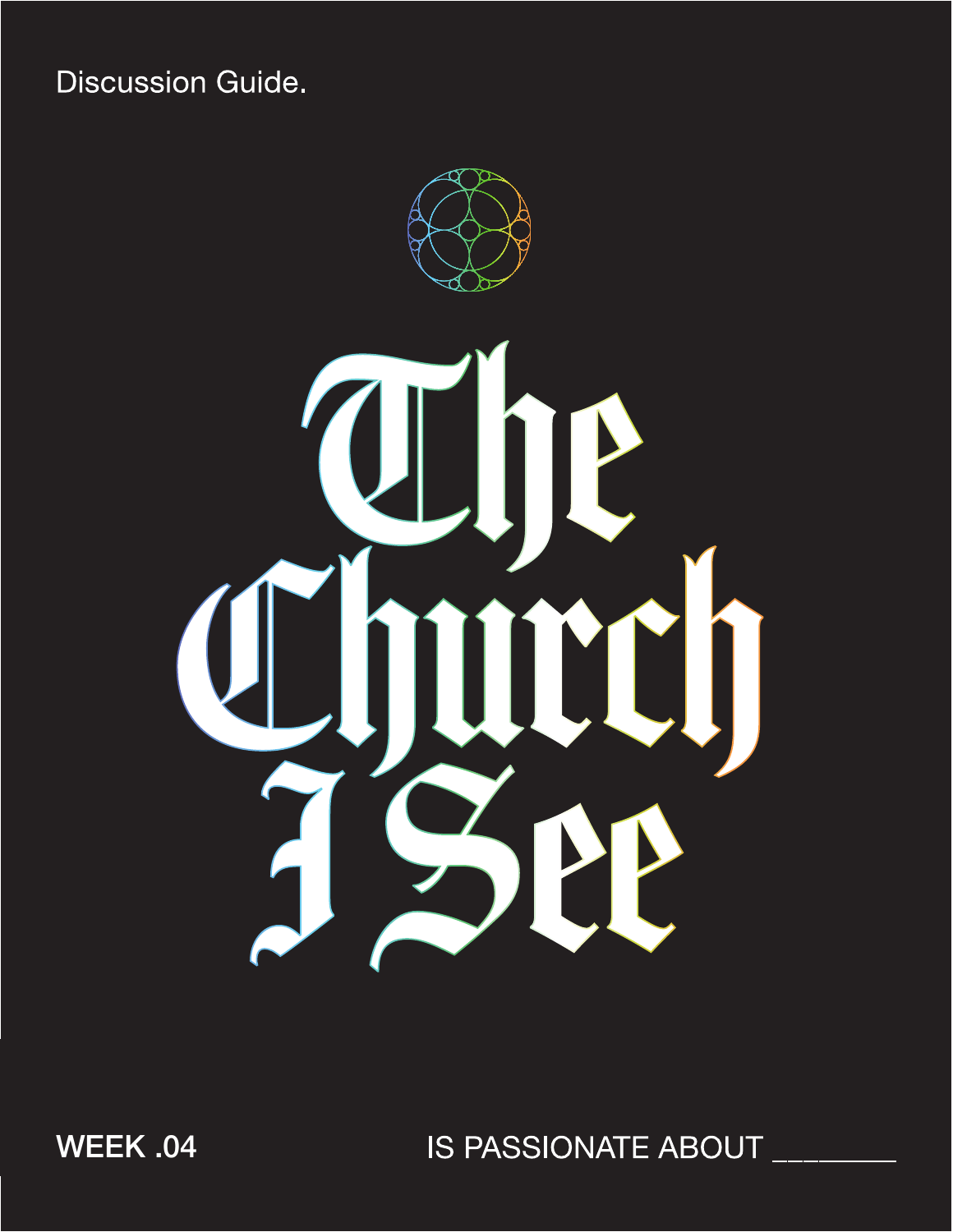Discussion Guide.

# The Church I See

**WEEK .04**

IS PASSIONATE ABOUT ________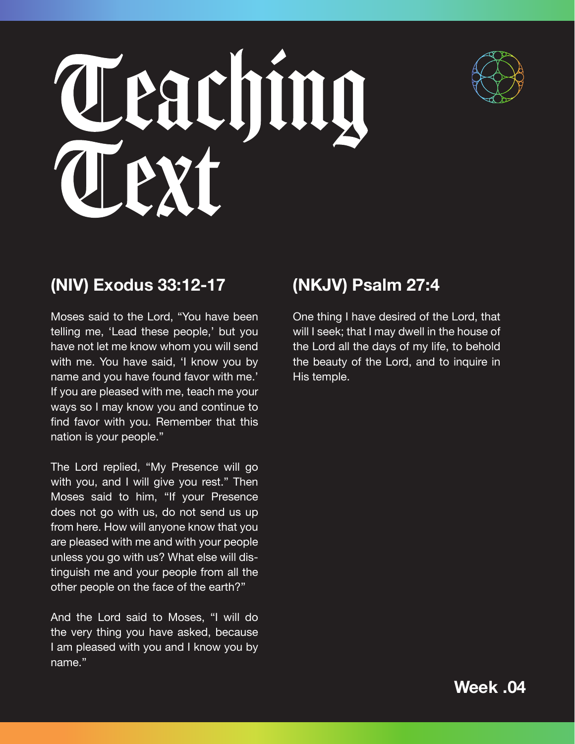# Teaching Text

## (NIV) Exodus 33:12-17

Moses said to the Lord, "You have been telling me, 'Lead these people,' but you have not let me know whom you will send with me. You have said, 'I know you by name and you have found favor with me.' If you are pleased with me, teach me your ways so I may know you and continue to find favor with you. Remember that this nation is your people."

The Lord replied, "My Presence will go with you, and I will give you rest." Then Moses said to him, "If your Presence does not go with us, do not send us up from here. How will anyone know that you are pleased with me and with your people unless you go with us? What else will distinguish me and your people from all the other people on the face of the earth?"

And the Lord said to Moses, "I will do the very thing you have asked, because I am pleased with you and I know you by name."

## (NKJV) Psalm 27:4

One thing I have desired of the Lord, that will I seek; that I may dwell in the house of the Lord all the days of my life, to behold the beauty of the Lord, and to inquire in His temple.

**Week .04**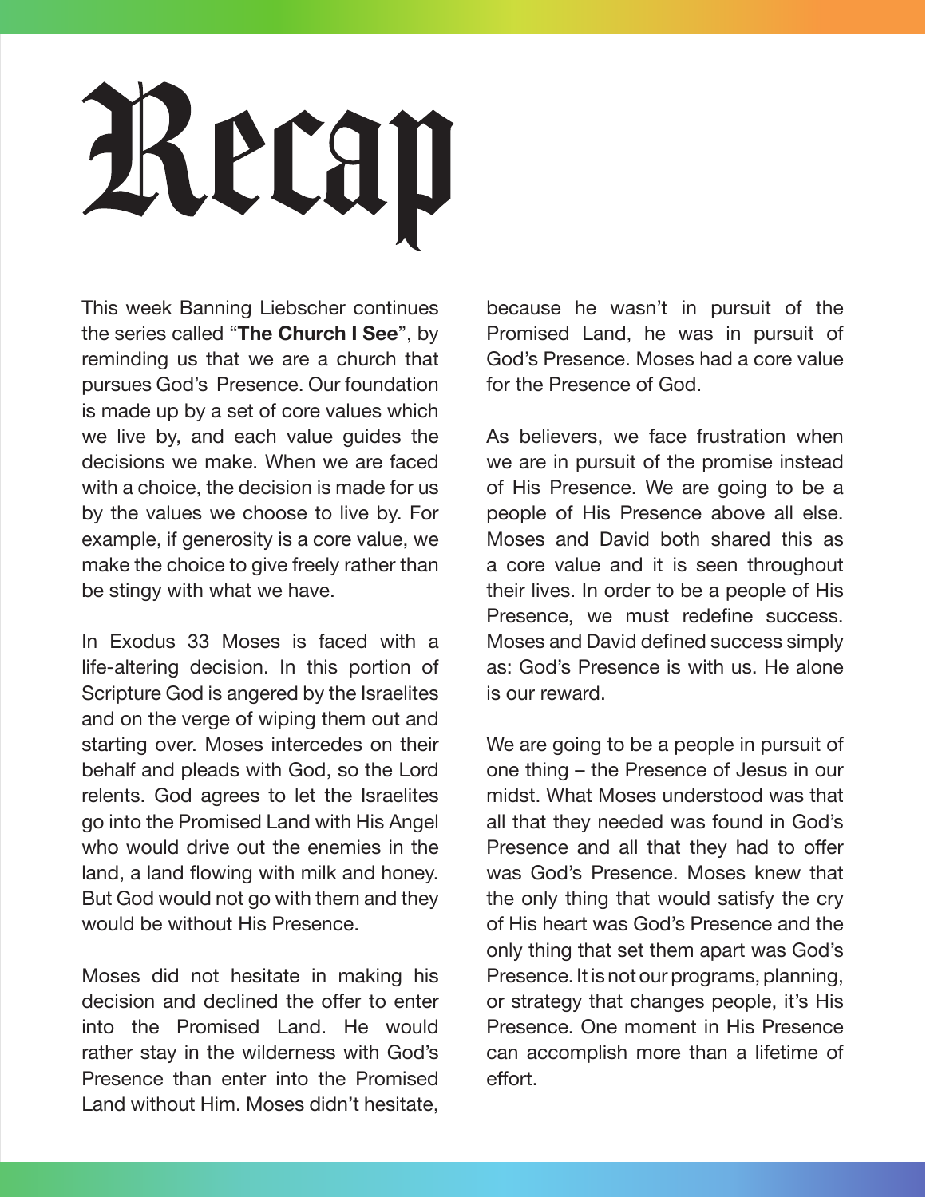# Recap

This week Banning Liebscher continues the series called "**The Church I See**", by reminding us that we are a church that pursues God's Presence. Our foundation is made up by a set of core values which we live by, and each value guides the decisions we make. When we are faced with a choice, the decision is made for us by the values we choose to live by. For example, if generosity is a core value, we make the choice to give freely rather than be stingy with what we have.

In Exodus 33 Moses is faced with a life-altering decision. In this portion of Scripture God is angered by the Israelites and on the verge of wiping them out and starting over. Moses intercedes on their behalf and pleads with God, so the Lord relents. God agrees to let the Israelites go into the Promised Land with His Angel who would drive out the enemies in the land, a land flowing with milk and honey. But God would not go with them and they would be without His Presence.

Moses did not hesitate in making his decision and declined the offer to enter into the Promised Land. He would rather stay in the wilderness with God's Presence than enter into the Promised Land without Him. Moses didn't hesitate, because he wasn't in pursuit of the Promised Land, he was in pursuit of God's Presence. Moses had a core value for the Presence of God.

As believers, we face frustration when we are in pursuit of the promise instead of His Presence. We are going to be a people of His Presence above all else. Moses and David both shared this as a core value and it is seen throughout their lives. In order to be a people of His Presence, we must redefine success. Moses and David defined success simply as: God's Presence is with us. He alone is our reward.

We are going to be a people in pursuit of one thing – the Presence of Jesus in our midst. What Moses understood was that all that they needed was found in God's Presence and all that they had to offer was God's Presence. Moses knew that the only thing that would satisfy the cry of His heart was God's Presence and the only thing that set them apart was God's Presence. It is not our programs, planning, or strategy that changes people, it's His Presence. One moment in His Presence can accomplish more than a lifetime of effort.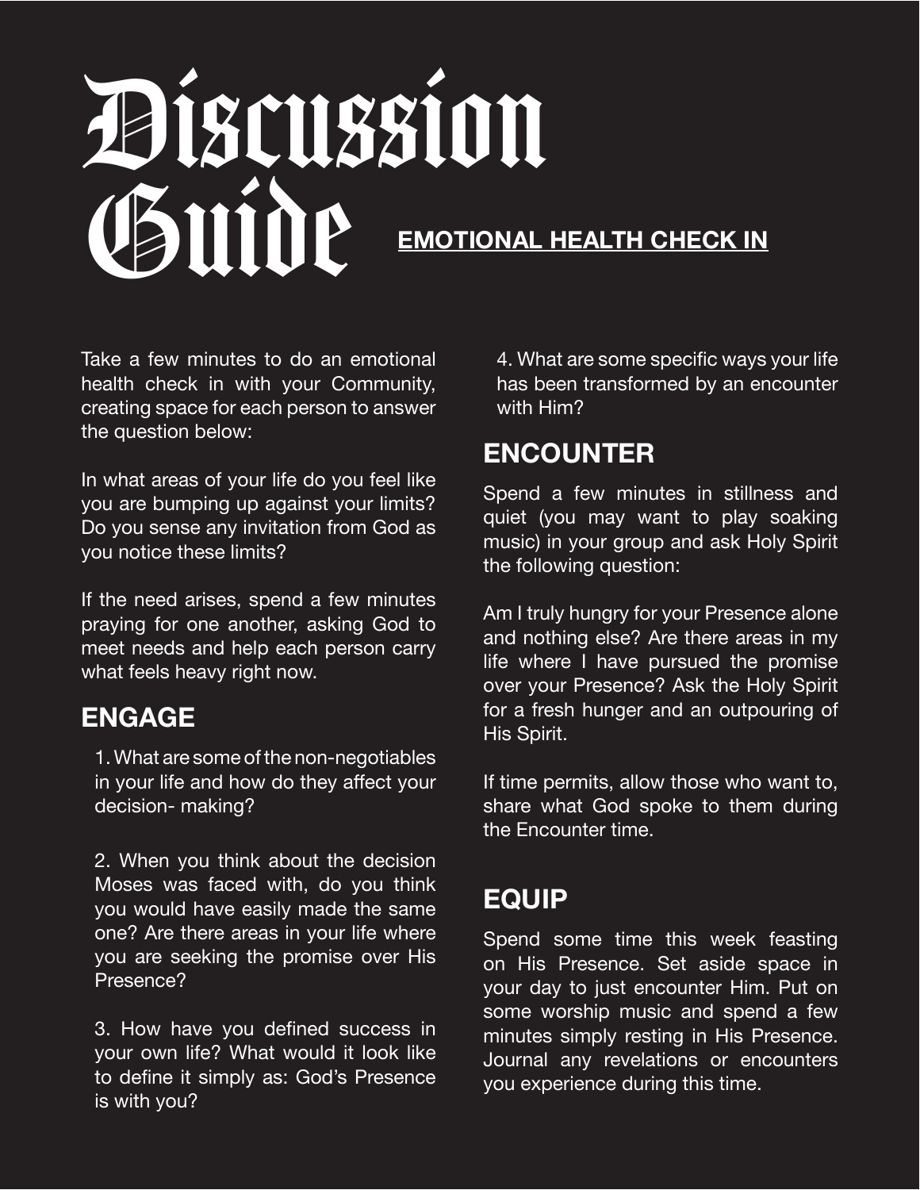# Discussion Guide

**EMOTIONAL HEALTH CHECK IN**

Take a few minutes to do an emotional health check in with your Community, creating space for each person to answer the question below:

In what areas of your life do you feel like you are bumping up against your limits? Do you sense any invitation from God as you notice these limits?

If the need arises, spend a few minutes praying for one another, asking God to meet needs and help each person carry what feels heavy right now.

## ENGAGE

1. What are some of the non-negotiables in your life and how do they affect your decision- making?

2. When you think about the decision Moses was faced with, do you think you would have easily made the same one? Are there areas in your life where you are seeking the promise over His Presence?

3. How have you defined success in your own life? What would it look like to define it simply as: God's Presence is with you?

4. What are some specific ways your life has been transformed by an encounter with Him?

## ENCOUNTER

Spend a few minutes in stillness and quiet (you may want to play soaking music) in your group and ask Holy Spirit the following question:

Am I truly hungry for your Presence alone and nothing else? Are there areas in my life where I have pursued the promise over your Presence? Ask the Holy Spirit for a fresh hunger and an outpouring of His Spirit.

If time permits, allow those who want to, share what God spoke to them during the Encounter time.

## EQUIP

Spend some time this week feasting on His Presence. Set aside space in your day to just encounter Him. Put on some worship music and spend a few minutes simply resting in His Presence. Journal any revelations or encounters you experience during this time.